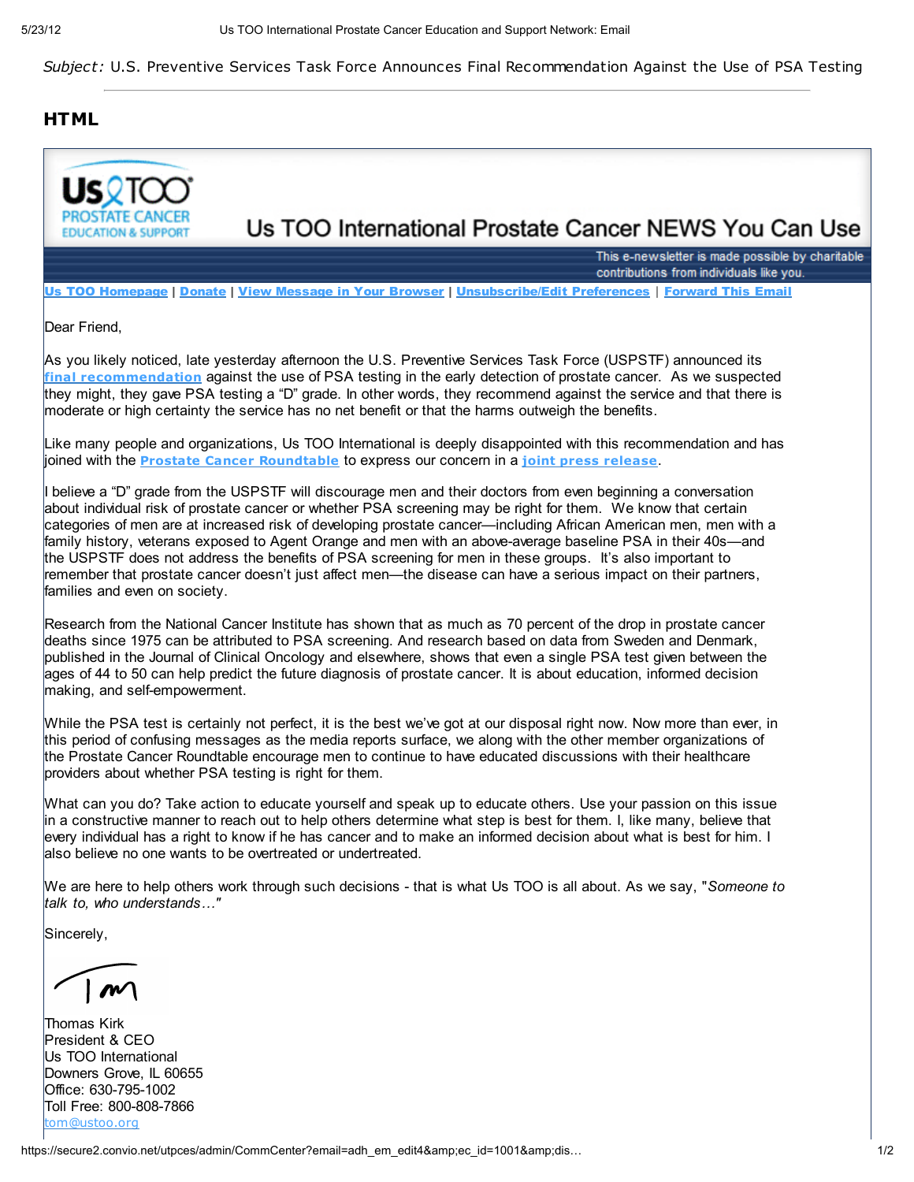*Subject:* U.S. Preventive Services Task Force Announces Final Recommendation Against the Use of PSA Testing

## HTML

Us TOO PROSTATE CANCER EDUCATION & SUPPORT

# Us TOO International Prostate Cancer NEWS You Can Use

This e-newsletter is made possible by charitable contributions from individuals like you.

**Us TOO Homepage** | **Donate** | **View Message in Your Browser** | **Unsubscribe/Edit Preferences** | **Forward This Email**

Dear Friend,

As you likely noticed, late yesterday afternoon the U.S. Preventive Services Task Force (USPSTF) announced its **final recommendation** against the use of PSA testing in the early detection of prostate cancer. As we suspected they might, they gave PSA testing a "D" grade. In other words, they recommend against the service and that there is moderate or high certainty the service has no net benefit or that the harms outweigh the benefits.

Like many people and organizations, Us TOO International is deeply disappointed with this recommendation and has joined with the **Prostate Cancer Roundtable** to express our concern in a **joint press release**.

I believe a "D" grade from the USPSTF will discourage men and their doctors from even beginning a conversation about individual risk of prostate cancer or whether PSA screening may be right for them. We know that certain categories of men are at increased risk of developing prostate cancer—including African American men, men with a family history, veterans exposed to Agent Orange and men with an above-average baseline PSA in their 40s—and the USPSTF does not address the benefits of PSA screening for men in these groups. It's also important to remember that prostate cancer doesn't just affect men—the disease can have a serious impact on their partners, families and even on society.

Research from the National Cancer Institute has shown that as much as 70 percent of the drop in prostate cancer deaths since 1975 can be attributed to PSA screening. And research based on data from Sweden and Denmark, published in the Journal of Clinical Oncology and elsewhere, shows that even a single PSA test given between the ages of 44 to 50 can help predict the future diagnosis of prostate cancer. It is about education, informed decision making, and self-empowerment.

While the PSA test is certainly not perfect, it is the best we've got at our disposal right now. Now more than ever, in this period of confusing messages as the media reports surface, we along with the other member organizations of the Prostate Cancer Roundtable encourage men to continue to have educated discussions with their healthcare providers about whether PSA testing is right for them.

What can you do? Take action to educate yourself and speak up to educate others. Use your passion on this issue in a constructive manner to reach out to help others determine what step is best for them. I, like many, believe that every individual has a right to know if he has cancer and to make an informed decision about what is best for him. I also believe no one wants to be overtreated or undertreated.

We are here to help others work through such decisions - that is what Us TOO is all about. As we say, "*Someone to talk to, who understands…*"

Sincerely,

Tom

Thomas Kirk
President & CEO
Us TOO International
Downers Grove, IL 60655
Office: 630-795-1002
Toll Free: 800-808-7866
tom@ustoo.org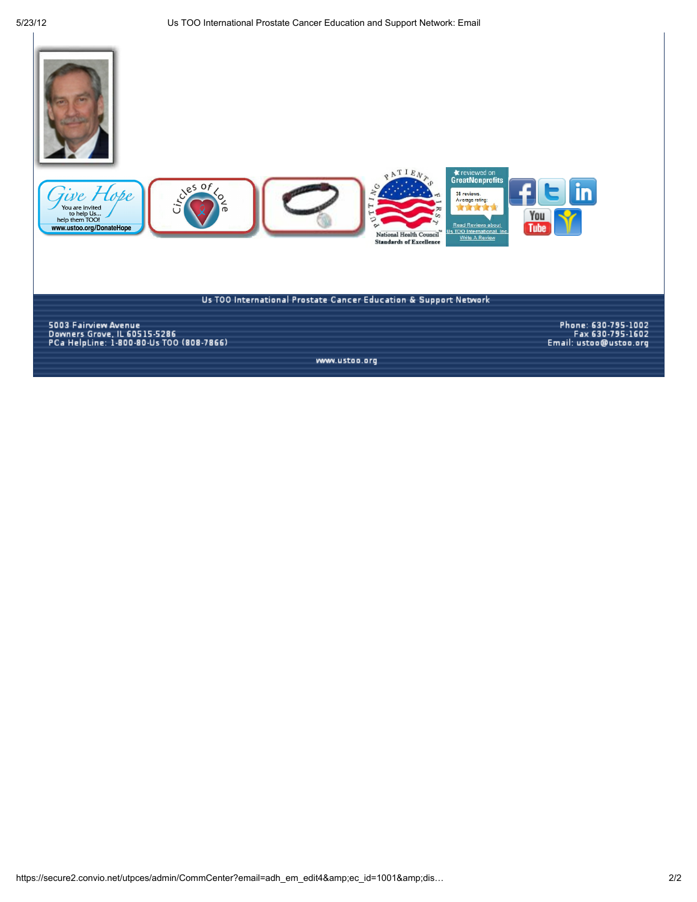Give Hope
You are invited to help Us... help them TOO!
www.ustoo.org/DonateHope

Circles of Love

PUTTING PATIENTS FIRST
National Health Council
Standards of Excellence

reviewed on GreatNonprofits
38 reviews.
Average rating:
Read Reviews about Us TOO International, Inc.
Write A Review

Us TOO International Prostate Cancer Education & Support Network

5003 Fairview Avenue
Downers Grove, IL 60515-5286
PCa HelpLine: 1-800-80-Us TOO (808-7866)

Phone: 630-795-1002
Fax 630-795-1602
Email: ustoo@ustoo.org

www.ustoo.org